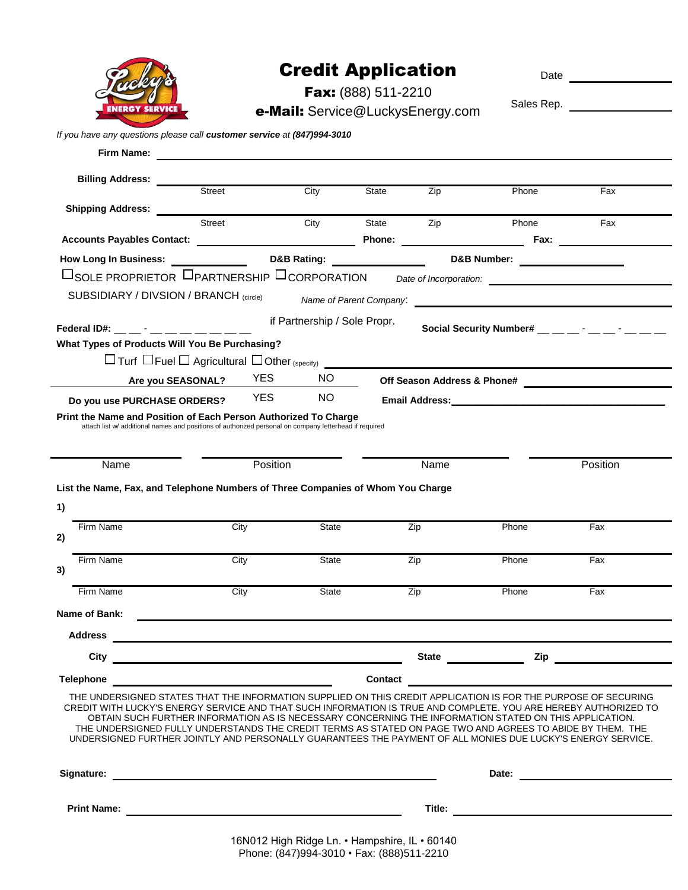# Credit Application

**Fax:** (888) 511-2210

**e-Mail:** Service@LuckysEnergy.com

Date ____________

Sales Rep. ____________

*If you have any questions please call **customer service** at **(847)994-3010***

**Firm Name:** ____________________________________________

**Billing Address:** ____________________________________________

Street | City | State | Zip | Phone | Fax

**Shipping Address:** ____________________________________________

Street | City | State | Zip | Phone | Fax

**Accounts Payables Contact:** ____________ **Phone:** ____________ **Fax:** ____________

**How Long In Business:** ____________ **D&B Rating:** ____________ **D&B Number:** ____________

☐ SOLE PROPRIETOR ☐ PARTNERSHIP ☐ CORPORATION *Date of Incorporation:* ____________

SUBSIDIARY / DIVSION / BRANCH (circle) *Name of Parent Company*: ____________

**Federal ID#:** __ __ - __ __ __ __ __ __ __

if Partnership / Sole Propr. **Social Security Number#** __ __ __ - __ __ - __ __ __

**What Types of Products Will You Be Purchasing?**

☐ Turf ☐ Fuel ☐ Agricultural ☐ Other (specify) ____________

**Are you SEASONAL?** YES NO **Off Season Address & Phone#** ____________

**Do you use PURCHASE ORDERS?** YES NO **Email Address:** ____________

**Print the Name and Position of Each Person Authorized To Charge**

attach list w/ additional names and positions of authorized personal on company letterhead if required

| Name | Position | Name | Position |
|---|---|---|---|
| | | | |

**List the Name, Fax, and Telephone Numbers of Three Companies of Whom You Charge**

| | Firm Name | City | State | Zip | Phone | Fax |
|---|---|---|---|---|---|---|
| 1) | | | | | | |
| 2) | | | | | | |
| 3) | | | | | | |

**Name of Bank:** ____________________________________________

**Address** ____________________________________________

**City** ____________ **State** ____________ **Zip** ____________

**Telephone** ____________ **Contact** ____________

THE UNDERSIGNED STATES THAT THE INFORMATION SUPPLIED ON THIS CREDIT APPLICATION IS FOR THE PURPOSE OF SECURING CREDIT WITH LUCKY'S ENERGY SERVICE AND THAT SUCH INFORMATION IS TRUE AND COMPLETE. YOU ARE HEREBY AUTHORIZED TO OBTAIN SUCH FURTHER INFORMATION AS IS NECESSARY CONCERNING THE INFORMATION STATED ON THIS APPLICATION. THE UNDERSIGNED FULLY UNDERSTANDS THE CREDIT TERMS AS STATED ON PAGE TWO AND AGREES TO ABIDE BY THEM. THE UNDERSIGNED FURTHER JOINTLY AND PERSONALLY GUARANTEES THE PAYMENT OF ALL MONIES DUE LUCKY'S ENERGY SERVICE.

**Signature:** ____________________________ **Date:** ____________

**Print Name:** ____________________________ **Title:** ____________

16N012 High Ridge Ln. • Hampshire, IL • 60140
Phone: (847)994-3010 • Fax: (888)511-2210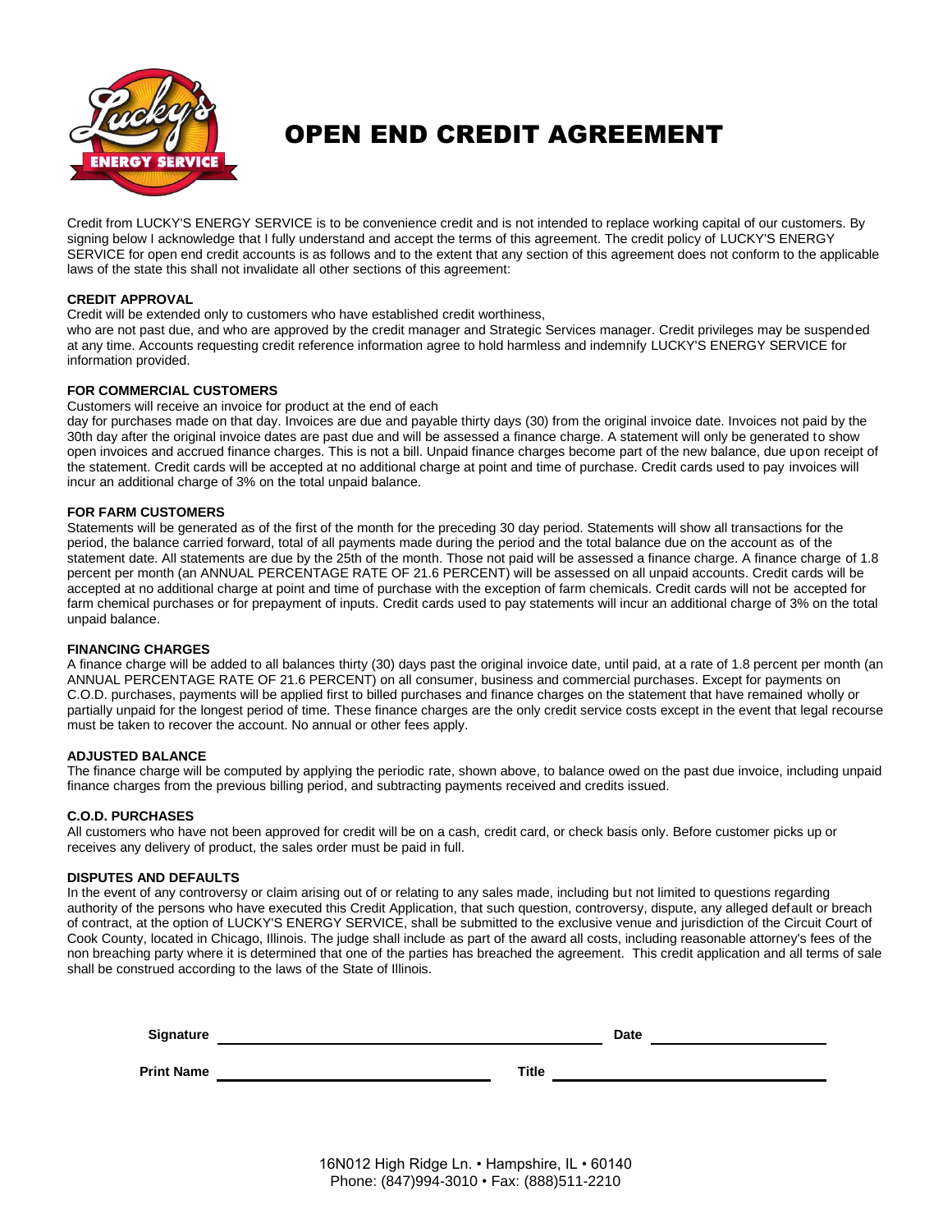# OPEN END CREDIT AGREEMENT

Credit from LUCKY'S ENERGY SERVICE is to be convenience credit and is not intended to replace working capital of our customers. By signing below I acknowledge that I fully understand and accept the terms of this agreement. The credit policy of LUCKY'S ENERGY SERVICE for open end credit accounts is as follows and to the extent that any section of this agreement does not conform to the applicable laws of the state this shall not invalidate all other sections of this agreement:

**CREDIT APPROVAL**

Credit will be extended only to customers who have established credit worthiness, who are not past due, and who are approved by the credit manager and Strategic Services manager. Credit privileges may be suspended at any time. Accounts requesting credit reference information agree to hold harmless and indemnify LUCKY'S ENERGY SERVICE for information provided.

**FOR COMMERCIAL CUSTOMERS**

Customers will receive an invoice for product at the end of each day for purchases made on that day. Invoices are due and payable thirty days (30) from the original invoice date. Invoices not paid by the 30th day after the original invoice dates are past due and will be assessed a finance charge. A statement will only be generated to show open invoices and accrued finance charges. This is not a bill. Unpaid finance charges become part of the new balance, due upon receipt of the statement. Credit cards will be accepted at no additional charge at point and time of purchase. Credit cards used to pay invoices will incur an additional charge of 3% on the total unpaid balance.

**FOR FARM CUSTOMERS**

Statements will be generated as of the first of the month for the preceding 30 day period. Statements will show all transactions for the period, the balance carried forward, total of all payments made during the period and the total balance due on the account as of the statement date. All statements are due by the 25th of the month. Those not paid will be assessed a finance charge. A finance charge of 1.8 percent per month (an ANNUAL PERCENTAGE RATE of 21.6 PERCENT) will be assessed on all unpaid accounts. Credit cards will be accepted at no additional charge at point and time of purchase with the exception of farm chemicals. Credit cards will not be accepted for farm chemical purchases or for prepayment of inputs. Credit cards used to pay statements will incur an additional charge of 3% on the total unpaid balance.

**FINANCING CHARGES**

A finance charge will be added to all balances thirty (30) days past the original invoice date, until paid, at a rate of 1.8 percent per month (an ANNUAL PERCENTAGE RATE OF 21.6 PERCENT) on all consumer, business and commercial purchases. Except for payments on C.O.D. purchases, payments will be applied first to billed purchases and finance charges on the statement that have remained wholly or partially unpaid for the longest period of time. These finance charges are the only credit service costs except in the event that legal recourse must be taken to recover the account. No annual or other fees apply.

**ADJUSTED BALANCE**

The finance charge will be computed by applying the periodic rate, shown above, to balance owed on the past due invoice, including unpaid finance charges from the previous billing period, and subtracting payments received and credits issued.

**C.O.D. PURCHASES**

All customers who have not been approved for credit will be on a cash, credit card, or check basis only. Before customer picks up or receives any delivery of product, the sales order must be paid in full.

**DISPUTES AND DEFAULTS**

In the event of any controversy or claim arising out of or relating to any sales made, including but not limited to questions regarding authority of the persons who have executed this Credit Application, that such question, controversy, dispute, any alleged default or breach of contract, at the option of LUCKY'S ENERGY SERVICE, shall be submitted to the exclusive venue and jurisdiction of the Circuit Court of Cook County, located in Chicago, Illinois. The judge shall include as part of the award all costs, including reasonable attorney's fees of the non breaching party where it is determined that one of the parties has breached the agreement. This credit application and all terms of sale shall be construed according to the laws of the State of Illinois.

**Signature** ______________________________ **Date** ______________

**Print Name** ______________________________ **Title** ______________

16N012 High Ridge Ln. • Hampshire, IL • 60140
Phone: (847)994-3010 • Fax: (888)511-2210